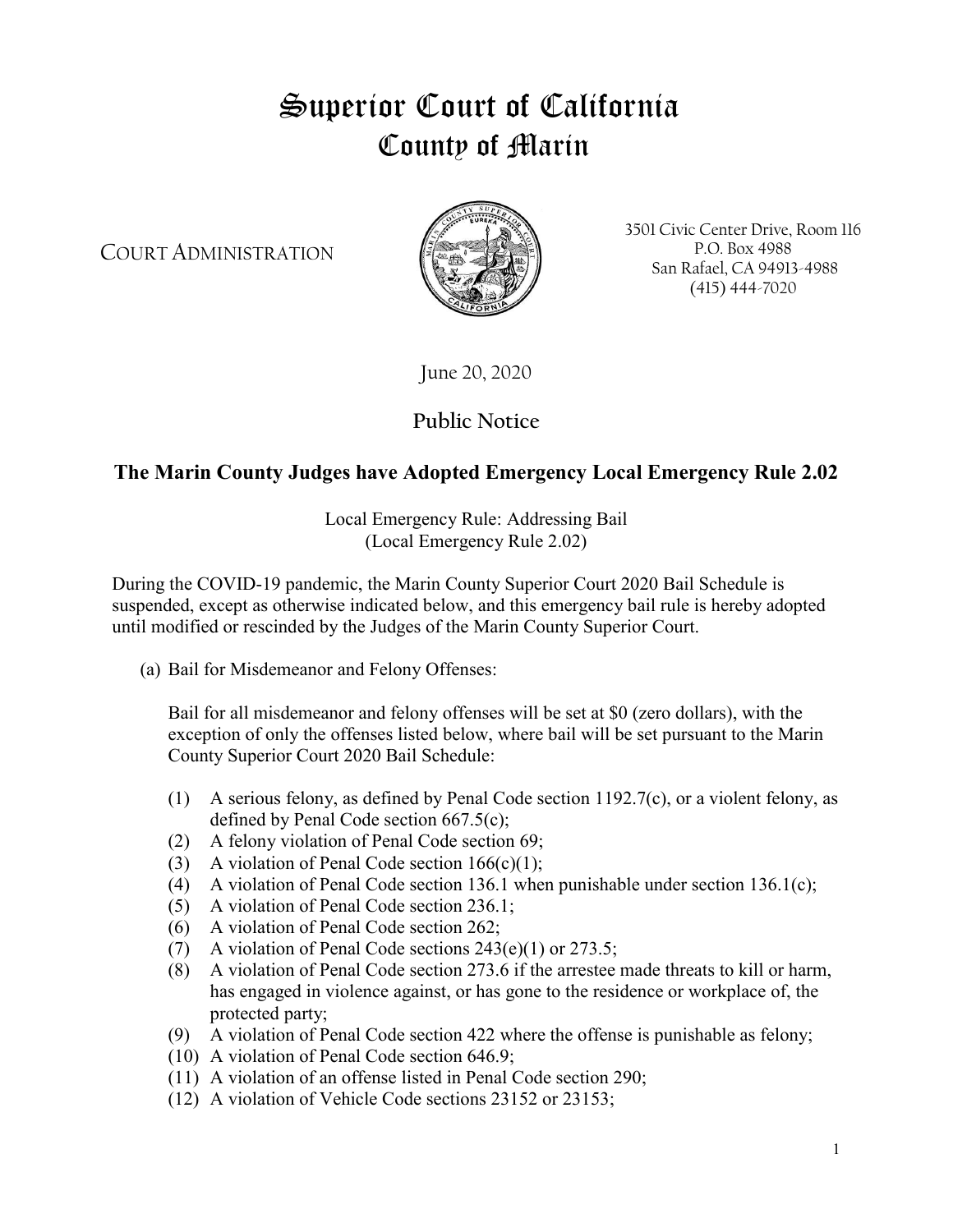# Superior Court of California
# County of Marin

COURT ADMINISTRATION

3501 Civic Center Drive, Room 116
P.O. Box 4988
San Rafael, CA 94913-4988
(415) 444-7020

June 20, 2020

## Public Notice

### The Marin County Judges have Adopted Emergency Local Emergency Rule 2.02

Local Emergency Rule: Addressing Bail
(Local Emergency Rule 2.02)

During the COVID-19 pandemic, the Marin County Superior Court 2020 Bail Schedule is suspended, except as otherwise indicated below, and this emergency bail rule is hereby adopted until modified or rescinded by the Judges of the Marin County Superior Court.

(a) Bail for Misdemeanor and Felony Offenses:

Bail for all misdemeanor and felony offenses will be set at $0 (zero dollars), with the exception of only the offenses listed below, where bail will be set pursuant to the Marin County Superior Court 2020 Bail Schedule:

(1) A serious felony, as defined by Penal Code section 1192.7(c), or a violent felony, as defined by Penal Code section 667.5(c);
(2) A felony violation of Penal Code section 69;
(3) A violation of Penal Code section 166(c)(1);
(4) A violation of Penal Code section 136.1 when punishable under section 136.1(c);
(5) A violation of Penal Code section 236.1;
(6) A violation of Penal Code section 262;
(7) A violation of Penal Code sections 243(e)(1) or 273.5;
(8) A violation of Penal Code section 273.6 if the arrestee made threats to kill or harm, has engaged in violence against, or has gone to the residence or workplace of, the protected party;
(9) A violation of Penal Code section 422 where the offense is punishable as felony;
(10) A violation of Penal Code section 646.9;
(11) A violation of an offense listed in Penal Code section 290;
(12) A violation of Vehicle Code sections 23152 or 23153;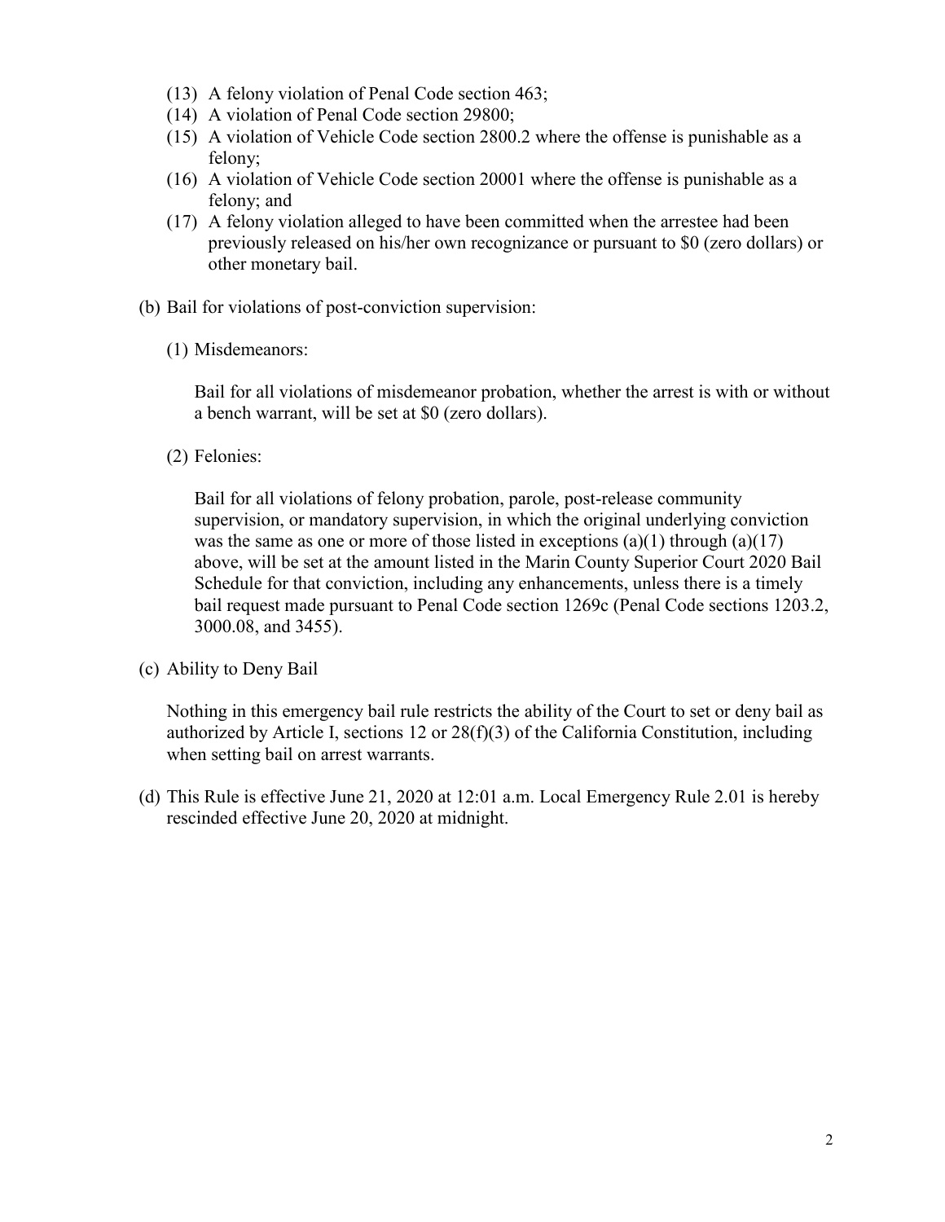(13) A felony violation of Penal Code section 463;
(14) A violation of Penal Code section 29800;
(15) A violation of Vehicle Code section 2800.2 where the offense is punishable as a felony;
(16) A violation of Vehicle Code section 20001 where the offense is punishable as a felony; and
(17) A felony violation alleged to have been committed when the arrestee had been previously released on his/her own recognizance or pursuant to $0 (zero dollars) or other monetary bail.

(b) Bail for violations of post-conviction supervision:

(1) Misdemeanors:

Bail for all violations of misdemeanor probation, whether the arrest is with or without a bench warrant, will be set at $0 (zero dollars).

(2) Felonies:

Bail for all violations of felony probation, parole, post-release community supervision, or mandatory supervision, in which the original underlying conviction was the same as one or more of those listed in exceptions (a)(1) through (a)(17) above, will be set at the amount listed in the Marin County Superior Court 2020 Bail Schedule for that conviction, including any enhancements, unless there is a timely bail request made pursuant to Penal Code section 1269c (Penal Code sections 1203.2, 3000.08, and 3455).

(c) Ability to Deny Bail

Nothing in this emergency bail rule restricts the ability of the Court to set or deny bail as authorized by Article I, sections 12 or 28(f)(3) of the California Constitution, including when setting bail on arrest warrants.

(d) This Rule is effective June 21, 2020 at 12:01 a.m. Local Emergency Rule 2.01 is hereby rescinded effective June 20, 2020 at midnight.